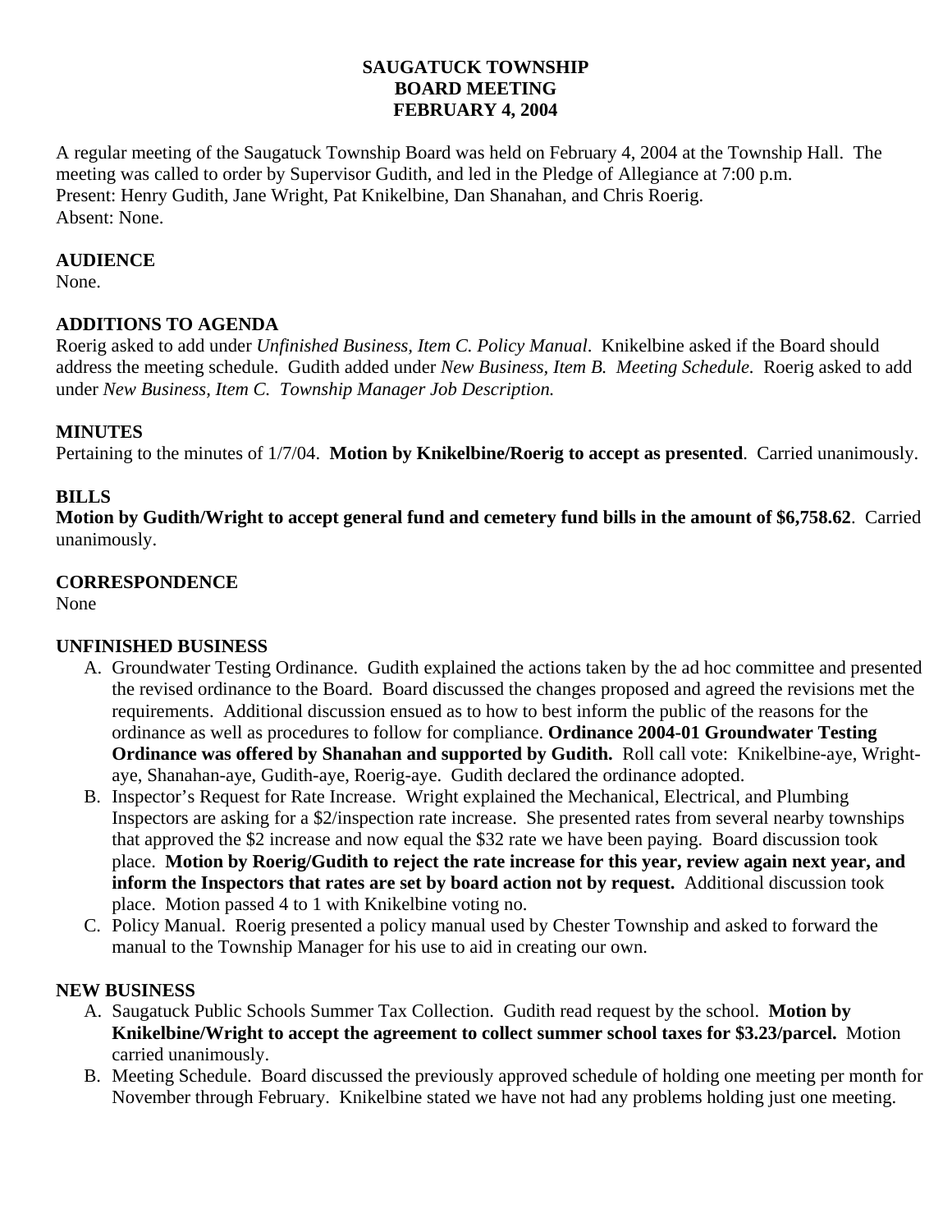# SAUGATUCK TOWNSHIP
# BOARD MEETING
# FEBRUARY 4, 2004

A regular meeting of the Saugatuck Township Board was held on February 4, 2004 at the Township Hall. The meeting was called to order by Supervisor Gudith, and led in the Pledge of Allegiance at 7:00 p.m.
Present: Henry Gudith, Jane Wright, Pat Knikelbine, Dan Shanahan, and Chris Roerig.
Absent: None.

## AUDIENCE

None.

## ADDITIONS TO AGENDA

Roerig asked to add under *Unfinished Business, Item C. Policy Manual*. Knikelbine asked if the Board should address the meeting schedule. Gudith added under *New Business, Item B. Meeting Schedule.* Roerig asked to add under *New Business, Item C. Township Manager Job Description.*

## MINUTES

Pertaining to the minutes of 1/7/04. **Motion by Knikelbine/Roerig to accept as presented**. Carried unanimously.

## BILLS

**Motion by Gudith/Wright to accept general fund and cemetery fund bills in the amount of $6,758.62**. Carried unanimously.

## CORRESPONDENCE

None

## UNFINISHED BUSINESS

A. Groundwater Testing Ordinance. Gudith explained the actions taken by the ad hoc committee and presented the revised ordinance to the Board. Board discussed the changes proposed and agreed the revisions met the requirements. Additional discussion ensued as to how to best inform the public of the reasons for the ordinance as well as procedures to follow for compliance. **Ordinance 2004-01 Groundwater Testing Ordinance was offered by Shanahan and supported by Gudith.** Roll call vote: Knikelbine-aye, Wright-aye, Shanahan-aye, Gudith-aye, Roerig-aye. Gudith declared the ordinance adopted.

B. Inspector's Request for Rate Increase. Wright explained the Mechanical, Electrical, and Plumbing Inspectors are asking for a $2/inspection rate increase. She presented rates from several nearby townships that approved the $2 increase and now equal the $32 rate we have been paying. Board discussion took place. **Motion by Roerig/Gudith to reject the rate increase for this year, review again next year, and inform the Inspectors that rates are set by board action not by request.** Additional discussion took place. Motion passed 4 to 1 with Knikelbine voting no.

C. Policy Manual. Roerig presented a policy manual used by Chester Township and asked to forward the manual to the Township Manager for his use to aid in creating our own.

## NEW BUSINESS

A. Saugatuck Public Schools Summer Tax Collection. Gudith read request by the school. **Motion by Knikelbine/Wright to accept the agreement to collect summer school taxes for $3.23/parcel.** Motion carried unanimously.

B. Meeting Schedule. Board discussed the previously approved schedule of holding one meeting per month for November through February. Knikelbine stated we have not had any problems holding just one meeting.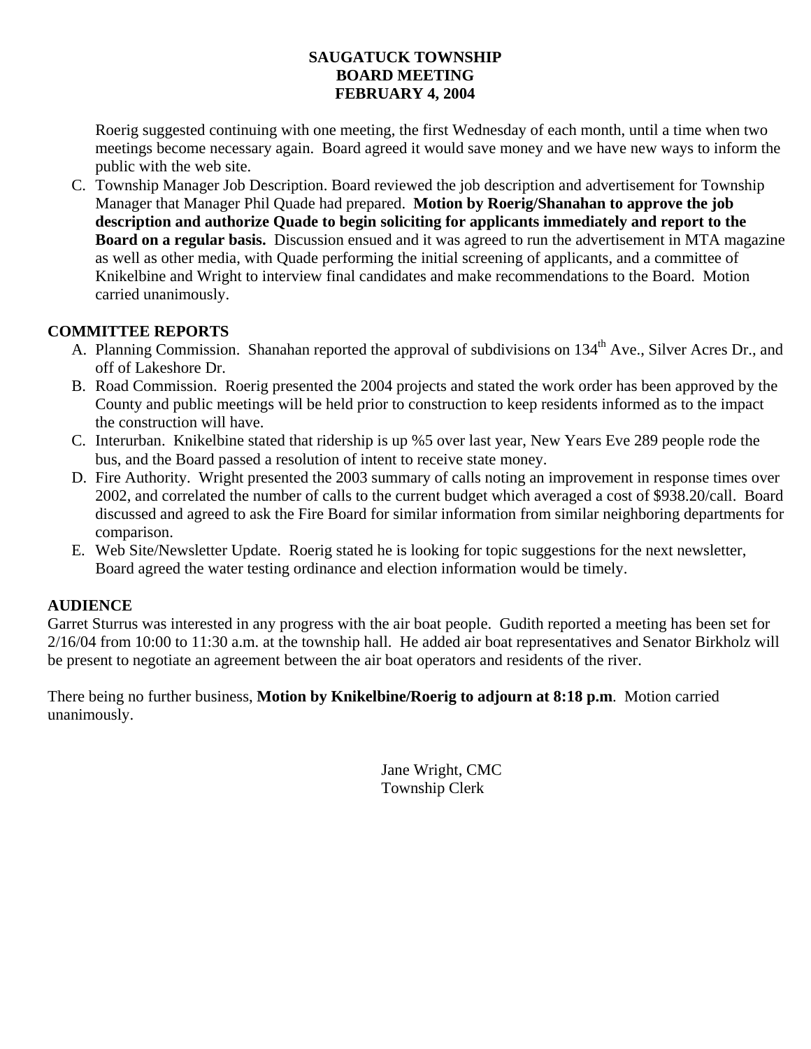**SAUGATUCK TOWNSHIP**
**BOARD MEETING**
**FEBRUARY 4, 2004**

Roerig suggested continuing with one meeting, the first Wednesday of each month, until a time when two meetings become necessary again. Board agreed it would save money and we have new ways to inform the public with the web site.

C. Township Manager Job Description. Board reviewed the job description and advertisement for Township Manager that Manager Phil Quade had prepared. **Motion by Roerig/Shanahan to approve the job description and authorize Quade to begin soliciting for applicants immediately and report to the Board on a regular basis.** Discussion ensued and it was agreed to run the advertisement in MTA magazine as well as other media, with Quade performing the initial screening of applicants, and a committee of Knikelbine and Wright to interview final candidates and make recommendations to the Board. Motion carried unanimously.

## COMMITTEE REPORTS

A. Planning Commission. Shanahan reported the approval of subdivisions on 134th Ave., Silver Acres Dr., and off of Lakeshore Dr.
B. Road Commission. Roerig presented the 2004 projects and stated the work order has been approved by the County and public meetings will be held prior to construction to keep residents informed as to the impact the construction will have.
C. Interurban. Knikelbine stated that ridership is up %5 over last year, New Years Eve 289 people rode the bus, and the Board passed a resolution of intent to receive state money.
D. Fire Authority. Wright presented the 2003 summary of calls noting an improvement in response times over 2002, and correlated the number of calls to the current budget which averaged a cost of $938.20/call. Board discussed and agreed to ask the Fire Board for similar information from similar neighboring departments for comparison.
E. Web Site/Newsletter Update. Roerig stated he is looking for topic suggestions for the next newsletter, Board agreed the water testing ordinance and election information would be timely.

## AUDIENCE

Garret Sturrus was interested in any progress with the air boat people. Gudith reported a meeting has been set for 2/16/04 from 10:00 to 11:30 a.m. at the township hall. He added air boat representatives and Senator Birkholz will be present to negotiate an agreement between the air boat operators and residents of the river.

There being no further business, **Motion by Knikelbine/Roerig to adjourn at 8:18 p.m**. Motion carried unanimously.

Jane Wright, CMC
Township Clerk